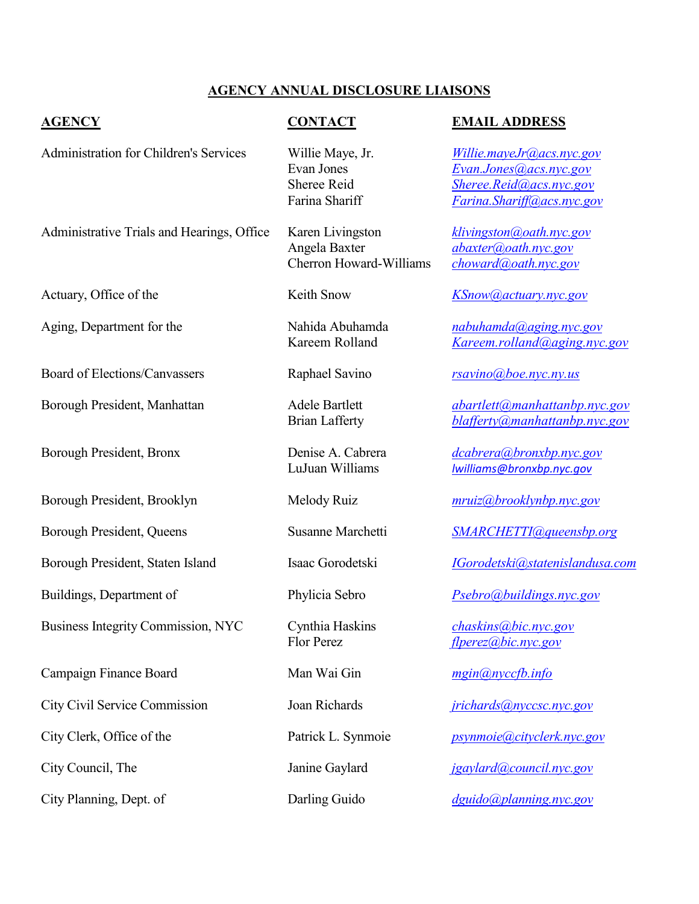## AGENCY ANNUAL DISCLOSURE LIAISONS

| AGENCY | CONTACT | EMAIL ADDRESS |
|---|---|---|
| Administration for Children's Services | Willie Maye, Jr.<br>Evan Jones<br>Sheree Reid<br>Farina Shariff | Willie.mayeJr@acs.nyc.gov<br>Evan.Jones@acs.nyc.gov<br>Sheree.Reid@acs.nyc.gov<br>Farina.Shariff@acs.nyc.gov |
| Administrative Trials and Hearings, Office | Karen Livingston<br>Angela Baxter<br>Cherron Howard-Williams | klivingston@oath.nyc.gov<br>abaxter@oath.nyc.gov<br>choward@oath.nyc.gov |
| Actuary, Office of the | Keith Snow | KSnow@actuary.nyc.gov |
| Aging, Department for the | Nahida Abuhamda<br>Kareem Rolland | nabuhamda@aging.nyc.gov<br>Kareem.rolland@aging.nyc.gov |
| Board of Elections/Canvassers | Raphael Savino | rsavino@boe.nyc.ny.us |
| Borough President, Manhattan | Adele Bartlett<br>Brian Lafferty | abartlett@manhattanbp.nyc.gov<br>blafferty@manhattanbp.nyc.gov |
| Borough President, Bronx | Denise A. Cabrera<br>LuJuan Williams | dcabrera@bronxbp.nyc.gov<br>lwilliams@bronxbp.nyc.gov |
| Borough President, Brooklyn | Melody Ruiz | mruiz@brooklynbp.nyc.gov |
| Borough President, Queens | Susanne Marchetti | SMARCHETTI@queensbp.org |
| Borough President, Staten Island | Isaac Gorodetski | IGorodetski@statenislandusa.com |
| Buildings, Department of | Phylicia Sebro | Psebro@buildings.nyc.gov |
| Business Integrity Commission, NYC | Cynthia Haskins<br>Flor Perez | chaskins@bic.nyc.gov<br>flperez@bic.nyc.gov |
| Campaign Finance Board | Man Wai Gin | mgin@nyccfb.info |
| City Civil Service Commission | Joan Richards | jrichards@nyccsc.nyc.gov |
| City Clerk, Office of the | Patrick L. Synmoie | psynmoie@cityclerk.nyc.gov |
| City Council, The | Janine Gaylard | jgaylard@council.nyc.gov |
| City Planning, Dept. of | Darling Guido | dguido@planning.nyc.gov |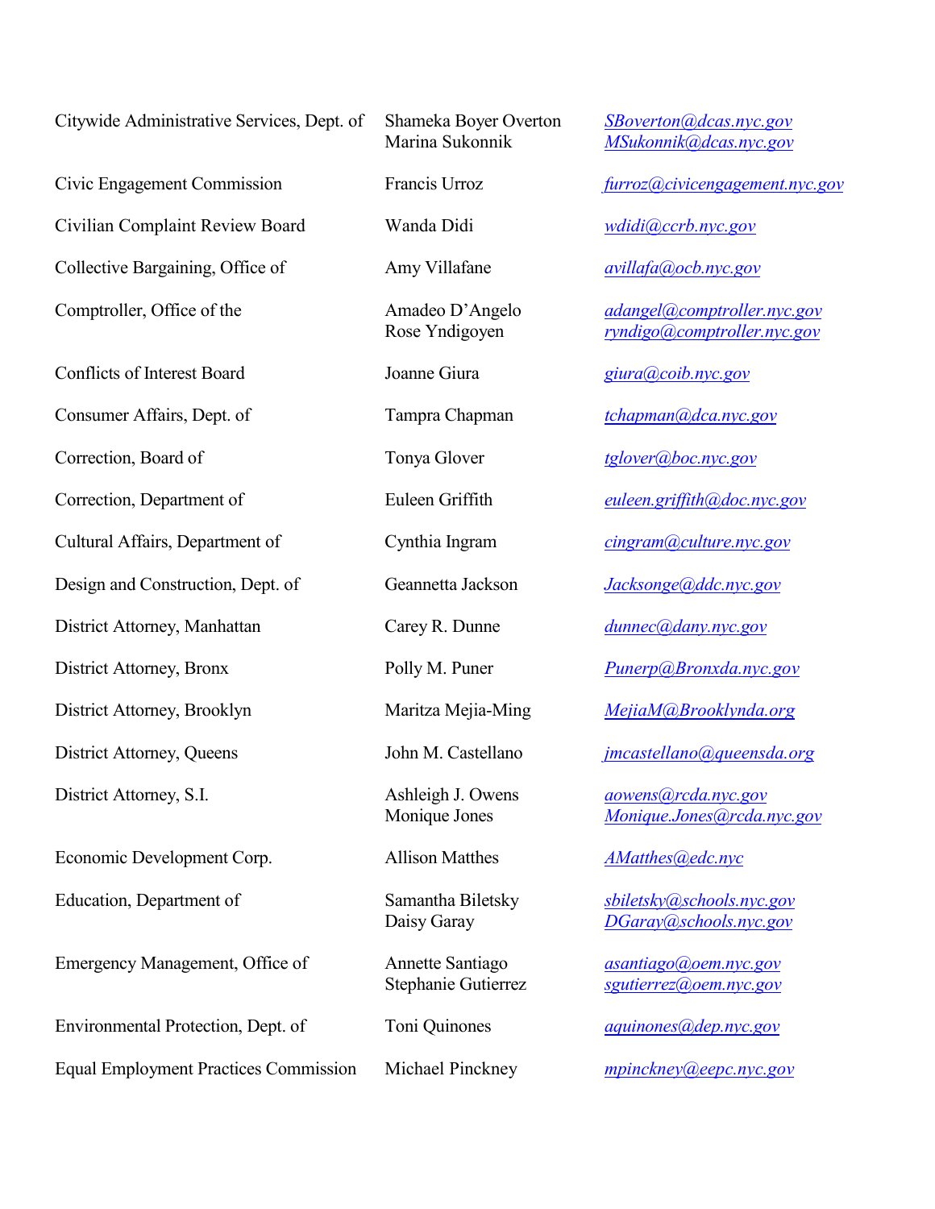| | | |
|---|---|---|
| Citywide Administrative Services, Dept. of | Shameka Boyer Overton<br>Marina Sukonnik | SBoverton@dcas.nyc.gov<br>MSukonnik@dcas.nyc.gov |
| Civic Engagement Commission | Francis Urroz | furroz@civicengagement.nyc.gov |
| Civilian Complaint Review Board | Wanda Didi | wdidi@ccrb.nyc.gov |
| Collective Bargaining, Office of | Amy Villafane | avillafa@ocb.nyc.gov |
| Comptroller, Office of the | Amadeo D'Angelo<br>Rose Yndigoyen | adangel@comptroller.nyc.gov<br>ryndigo@comptroller.nyc.gov |
| Conflicts of Interest Board | Joanne Giura | giura@coib.nyc.gov |
| Consumer Affairs, Dept. of | Tampra Chapman | tchapman@dca.nyc.gov |
| Correction, Board of | Tonya Glover | tglover@boc.nyc.gov |
| Correction, Department of | Euleen Griffith | euleen.griffith@doc.nyc.gov |
| Cultural Affairs, Department of | Cynthia Ingram | cingram@culture.nyc.gov |
| Design and Construction, Dept. of | Geannetta Jackson | Jacksonge@ddc.nyc.gov |
| District Attorney, Manhattan | Carey R. Dunne | dunnec@dany.nyc.gov |
| District Attorney, Bronx | Polly M. Puner | Punerp@Bronxda.nyc.gov |
| District Attorney, Brooklyn | Maritza Mejia-Ming | MejiaM@Brooklynda.org |
| District Attorney, Queens | John M. Castellano | jmcastellano@queensda.org |
| District Attorney, S.I. | Ashleigh J. Owens<br>Monique Jones | aowens@rcda.nyc.gov<br>Monique.Jones@rcda.nyc.gov |
| Economic Development Corp. | Allison Matthes | AMatthes@edc.nyc |
| Education, Department of | Samantha Biletsky<br>Daisy Garay | sbiletsky@schools.nyc.gov<br>DGaray@schools.nyc.gov |
| Emergency Management, Office of | Annette Santiago<br>Stephanie Gutierrez | asantiago@oem.nyc.gov<br>sgutierrez@oem.nyc.gov |
| Environmental Protection, Dept. of | Toni Quinones | aquinones@dep.nyc.gov |
| Equal Employment Practices Commission | Michael Pinckney | mpinckney@eepc.nyc.gov |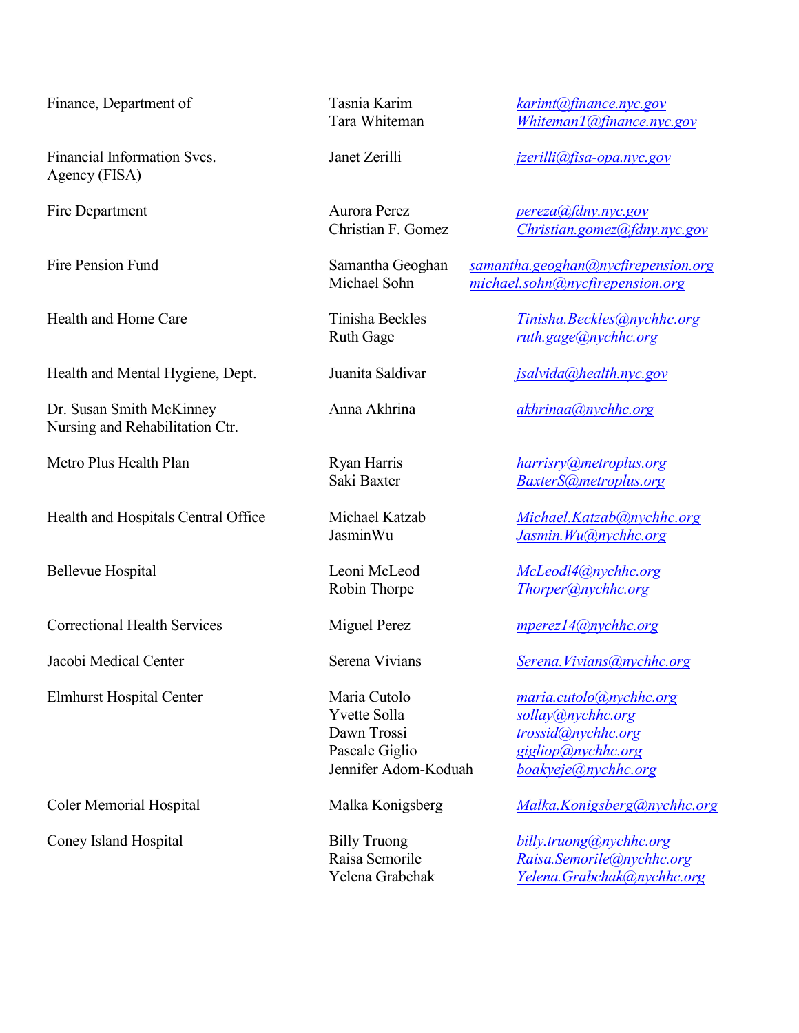| | | |
|---|---|---|
| Finance, Department of | Tasnia Karim<br>Tara Whiteman | karimt@finance.nyc.gov<br>WhitemanT@finance.nyc.gov |
| Financial Information Svcs. Agency (FISA) | Janet Zerilli | jzerilli@fisa-opa.nyc.gov |
| Fire Department | Aurora Perez<br>Christian F. Gomez | pereza@fdny.nyc.gov<br>Christian.gomez@fdny.nyc.gov |
| Fire Pension Fund | Samantha Geoghan<br>Michael Sohn | samantha.geoghan@nycfirepension.org<br>michael.sohn@nycfirepension.org |
| Health and Home Care | Tinisha Beckles<br>Ruth Gage | Tinisha.Beckles@nychhc.org<br>ruth.gage@nychhc.org |
| Health and Mental Hygiene, Dept. | Juanita Saldivar | jsalvida@health.nyc.gov |
| Dr. Susan Smith McKinney Nursing and Rehabilitation Ctr. | Anna Akhrina | akhrinaa@nychhc.org |
| Metro Plus Health Plan | Ryan Harris<br>Saki Baxter | harrisry@metroplus.org<br>BaxterS@metroplus.org |
| Health and Hospitals Central Office | Michael Katzab<br>JasminWu | Michael.Katzab@nychhc.org<br>Jasmin.Wu@nychhc.org |
| Bellevue Hospital | Leoni McLeod<br>Robin Thorpe | McLeodl4@nychhc.org<br>Thorper@nychhc.org |
| Correctional Health Services | Miguel Perez | mperez14@nychhc.org |
| Jacobi Medical Center | Serena Vivians | Serena.Vivians@nychhc.org |
| Elmhurst Hospital Center | Maria Cutolo<br>Yvette Solla<br>Dawn Trossi<br>Pascale Giglio<br>Jennifer Adom-Koduah | maria.cutolo@nychhc.org<br>sollay@nychhc.org<br>trossid@nychhc.org<br>gigliop@nychhc.org<br>boakyeje@nychhc.org |
| Coler Memorial Hospital | Malka Konigsberg | Malka.Konigsberg@nychhc.org |
| Coney Island Hospital | Billy Truong<br>Raisa Semorile<br>Yelena Grabchak | billy.truong@nychhc.org<br>Raisa.Semorile@nychhc.org<br>Yelena.Grabchak@nychhc.org |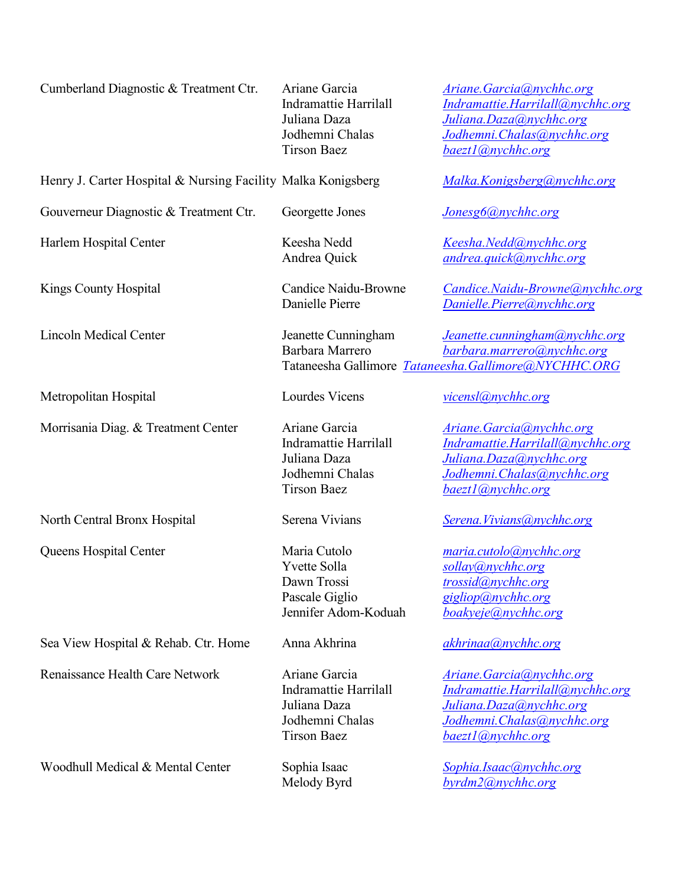| | | |
|---|---|---|
| Cumberland Diagnostic & Treatment Ctr. | Ariane Garcia | Ariane.Garcia@nychhc.org |
| | Indramattie Harrilall | Indramattie.Harrilall@nychhc.org |
| | Juliana Daza | Juliana.Daza@nychhc.org |
| | Jodhemni Chalas | Jodhemni.Chalas@nychhc.org |
| | Tirson Baez | baezt1@nychhc.org |
| Henry J. Carter Hospital & Nursing Facility | Malka Konigsberg | Malka.Konigsberg@nychhc.org |
| Gouverneur Diagnostic & Treatment Ctr. | Georgette Jones | Jonesg6@nychhc.org |
| Harlem Hospital Center | Keesha Nedd | Keesha.Nedd@nychhc.org |
| | Andrea Quick | andrea.quick@nychhc.org |
| Kings County Hospital | Candice Naidu-Browne | Candice.Naidu-Browne@nychhc.org |
| | Danielle Pierre | Danielle.Pierre@nychhc.org |
| Lincoln Medical Center | Jeanette Cunningham | Jeanette.cunningham@nychhc.org |
| | Barbara Marrero | barbara.marrero@nychhc.org |
| | Tataneesha Gallimore | Tataneesha.Gallimore@NYCHHC.ORG |
| Metropolitan Hospital | Lourdes Vicens | vicensl@nychhc.org |
| Morrisania Diag. & Treatment Center | Ariane Garcia | Ariane.Garcia@nychhc.org |
| | Indramattie Harrilall | Indramattie.Harrilall@nychhc.org |
| | Juliana Daza | Juliana.Daza@nychhc.org |
| | Jodhemni Chalas | Jodhemni.Chalas@nychhc.org |
| | Tirson Baez | baezt1@nychhc.org |
| North Central Bronx Hospital | Serena Vivians | Serena.Vivians@nychhc.org |
| Queens Hospital Center | Maria Cutolo | maria.cutolo@nychhc.org |
| | Yvette Solla | sollay@nychhc.org |
| | Dawn Trossi | trossid@nychhc.org |
| | Pascale Giglio | gigliop@nychhc.org |
| | Jennifer Adom-Koduah | boakyeje@nychhc.org |
| Sea View Hospital & Rehab. Ctr. Home | Anna Akhrina | akhrinaa@nychhc.org |
| Renaissance Health Care Network | Ariane Garcia | Ariane.Garcia@nychhc.org |
| | Indramattie Harrilall | Indramattie.Harrilall@nychhc.org |
| | Juliana Daza | Juliana.Daza@nychhc.org |
| | Jodhemni Chalas | Jodhemni.Chalas@nychhc.org |
| | Tirson Baez | baezt1@nychhc.org |
| Woodhull Medical & Mental Center | Sophia Isaac | Sophia.Isaac@nychhc.org |
| | Melody Byrd | byrdm2@nychhc.org |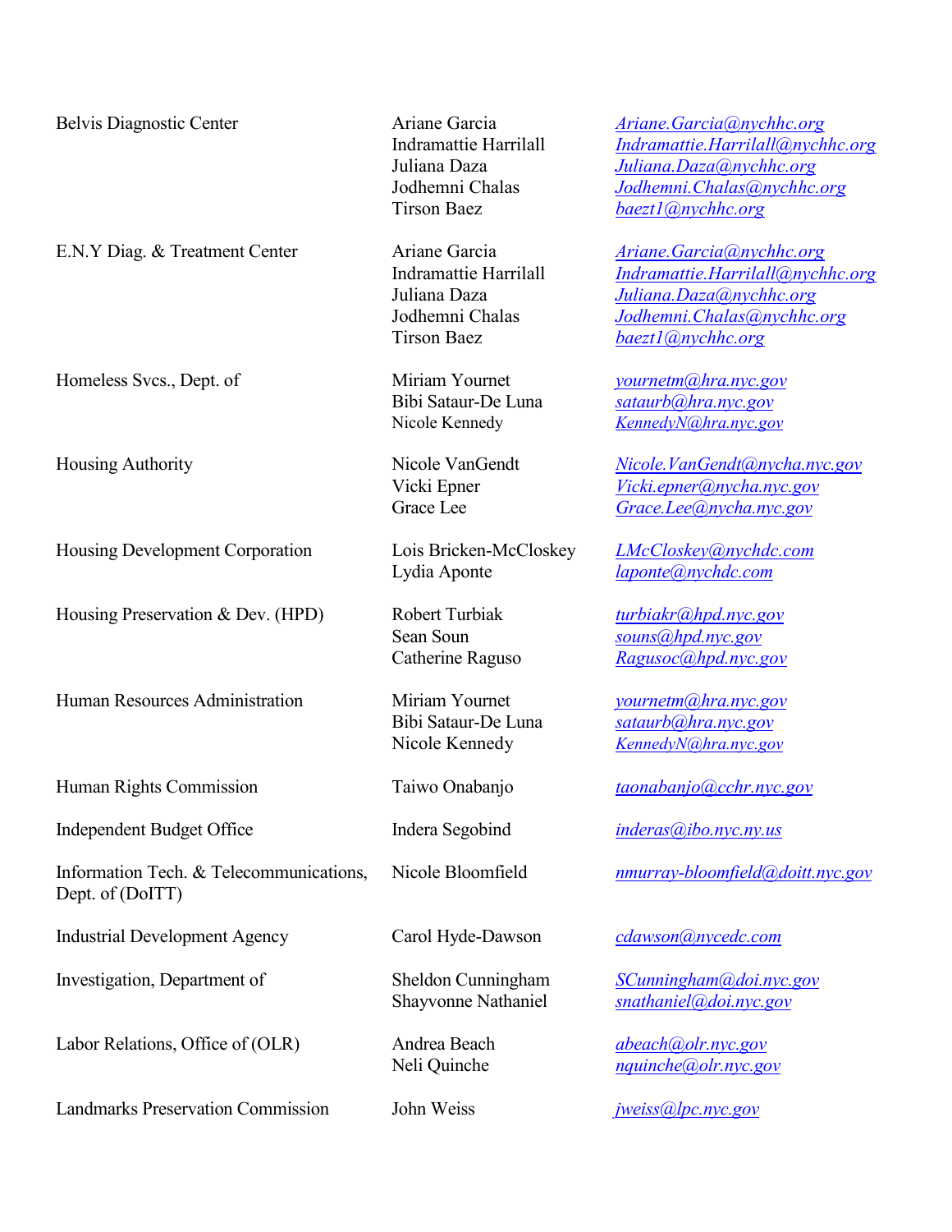| | | |
|---|---|---|
| Belvis Diagnostic Center | Ariane Garcia<br>Indramattie Harrilall<br>Juliana Daza<br>Jodhemni Chalas<br>Tirson Baez | *Ariane.Garcia@nychhc.org*<br>*Indramattie.Harrilall@nychhc.org*<br>*Juliana.Daza@nychhc.org*<br>*Jodhemni.Chalas@nychhc.org*<br>*baezt1@nychhc.org* |
| E.N.Y Diag. & Treatment Center | Ariane Garcia<br>Indramattie Harrilall<br>Juliana Daza<br>Jodhemni Chalas<br>Tirson Baez | *Ariane.Garcia@nychhc.org*<br>*Indramattie.Harrilall@nychhc.org*<br>*Juliana.Daza@nychhc.org*<br>*Jodhemni.Chalas@nychhc.org*<br>*baezt1@nychhc.org* |
| Homeless Svcs., Dept. of | Miriam Yournet<br>Bibi Sataur-De Luna<br>Nicole Kennedy | *yournetm@hra.nyc.gov*<br>*satraurb@hra.nyc.gov*<br>*KennedyN@hra.nyc.gov* |
| Housing Authority | Nicole VanGendt<br>Vicki Epner<br>Grace Lee | *Nicole.VanGendt@nycha.nyc.gov*<br>*Vicki.epner@nycha.nyc.gov*<br>*Grace.Lee@nycha.nyc.gov* |
| Housing Development Corporation | Lois Bricken-McCloskey<br>Lydia Aponte | *LMcCloskey@nychdc.com*<br>*laponte@nychdc.com* |
| Housing Preservation & Dev. (HPD) | Robert Turbiak<br>Sean Soun<br>Catherine Raguso | *turbiakr@hpd.nyc.gov*<br>*souns@hpd.nyc.gov*<br>*Ragusoc@hpd.nyc.gov* |
| Human Resources Administration | Miriam Yournet<br>Bibi Sataur-De Luna<br>Nicole Kennedy | *yournetm@hra.nyc.gov*<br>*satraurb@hra.nyc.gov*<br>*KennedyN@hra.nyc.gov* |
| Human Rights Commission | Taiwo Onabanjo | *taonabanjo@cchr.nyc.gov* |
| Independent Budget Office | Indera Segobind | *inderas@ibo.nyc.ny.us* |
| Information Tech. & Telecommunications, Dept. of (DoITT) | Nicole Bloomfield | *nmurray-bloomfield@doitt.nyc.gov* |
| Industrial Development Agency | Carol Hyde-Dawson | *cdawson@nycedc.com* |
| Investigation, Department of | Sheldon Cunningham<br>Shayvonne Nathaniel | *SCunningham@doi.nyc.gov*<br>*snathaniel@doi.nyc.gov* |
| Labor Relations, Office of (OLR) | Andrea Beach<br>Neli Quinche | *abeach@olr.nyc.gov*<br>*nquinche@olr.nyc.gov* |
| Landmarks Preservation Commission | John Weiss | *jweiss@lpc.nyc.gov* |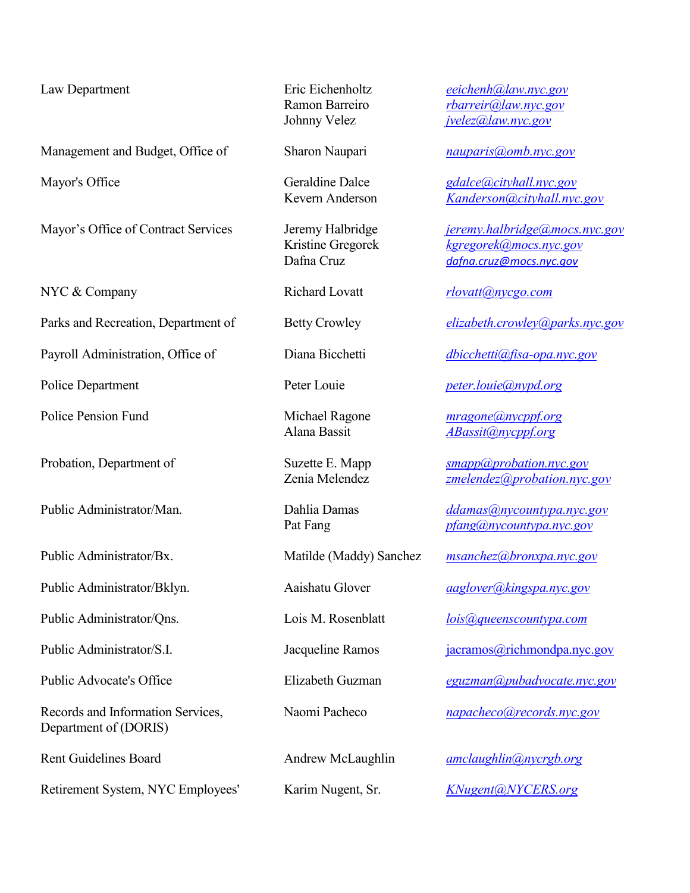| | | |
|---|---|---|
| Law Department | Eric Eichenholtz<br>Ramon Barreiro<br>Johnny Velez | eeichenh@law.nyc.gov<br>rbarreir@law.nyc.gov<br>jvelez@law.nyc.gov |
| Management and Budget, Office of | Sharon Naupari | nauparis@omb.nyc.gov |
| Mayor's Office | Geraldine Dalce<br>Kevern Anderson | gdalce@cityhall.nyc.gov<br>Kanderson@cityhall.nyc.gov |
| Mayor's Office of Contract Services | Jeremy Halbridge<br>Kristine Gregorek<br>Dafna Cruz | jeremy.halbridge@mocs.nyc.gov<br>kgregorek@mocs.nyc.gov<br>dafna.cruz@mocs.nyc.gov |
| NYC & Company | Richard Lovatt | rlovatt@nycgo.com |
| Parks and Recreation, Department of | Betty Crowley | elizabeth.crowley@parks.nyc.gov |
| Payroll Administration, Office of | Diana Bicchetti | dbicchetti@fisa-opa.nyc.gov |
| Police Department | Peter Louie | peter.louie@nypd.org |
| Police Pension Fund | Michael Ragone<br>Alana Bassit | mragone@nycppf.org<br>ABassit@nycppf.org |
| Probation, Department of | Suzette E. Mapp<br>Zenia Melendez | smapp@probation.nyc.gov<br>zmelendez@probation.nyc.gov |
| Public Administrator/Man. | Dahlia Damas<br>Pat Fang | ddamas@nycountypa.nyc.gov<br>pfang@nycountypa.nyc.gov |
| Public Administrator/Bx. | Matilde (Maddy) Sanchez | msanchez@bronxpa.nyc.gov |
| Public Administrator/Bklyn. | Aaishatu Glover | aaglover@kingspa.nyc.gov |
| Public Administrator/Qns. | Lois M. Rosenblatt | lois@queenscountypa.com |
| Public Administrator/S.I. | Jacqueline Ramos | jacramos@richmondpa.nyc.gov |
| Public Advocate's Office | Elizabeth Guzman | eguzman@pubadvocate.nyc.gov |
| Records and Information Services, Department of (DORIS) | Naomi Pacheco | napacheco@records.nyc.gov |
| Rent Guidelines Board | Andrew McLaughlin | amclaughlin@nycrgb.org |
| Retirement System, NYC Employees' | Karim Nugent, Sr. | KNugent@NYCERS.org |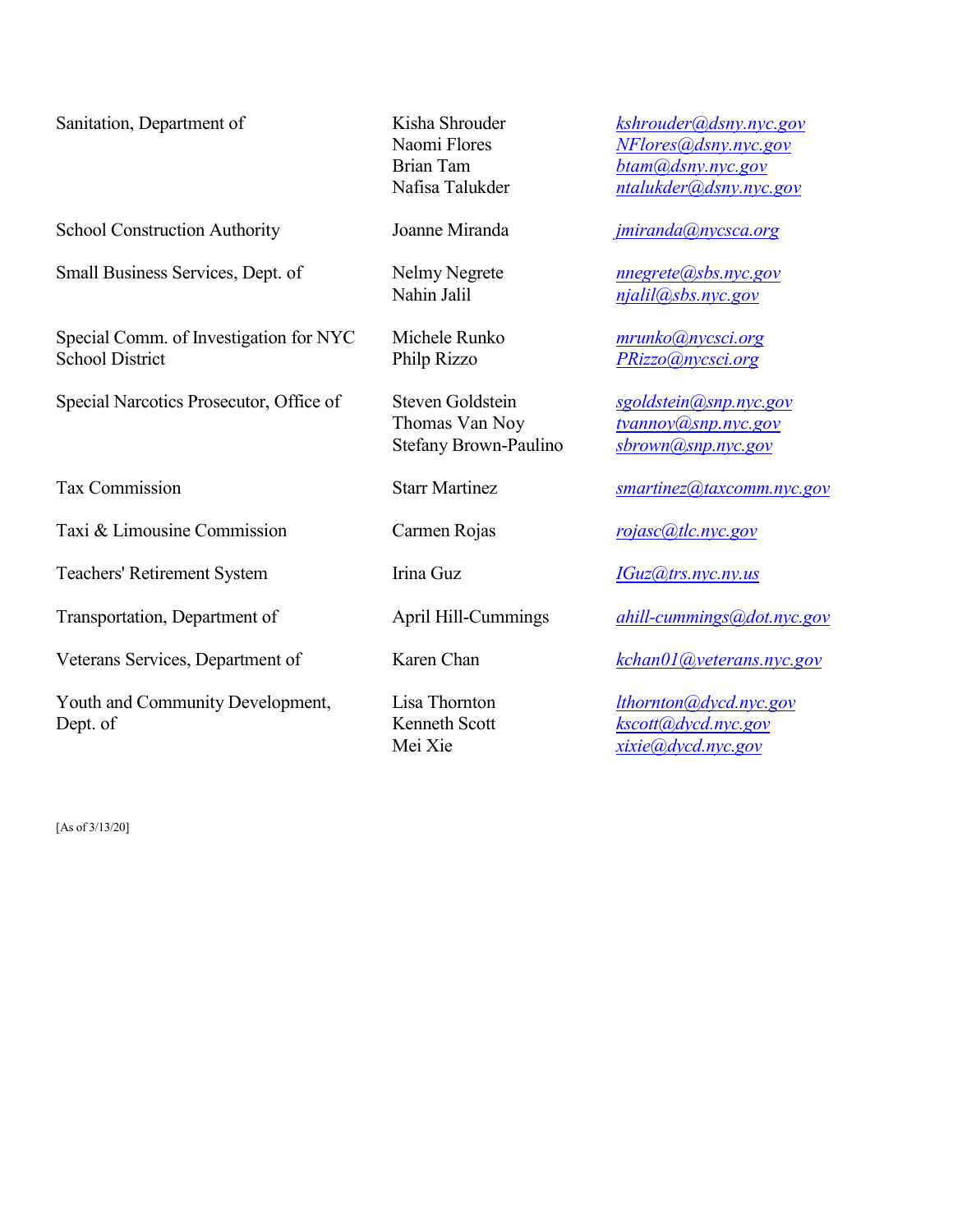| | | |
|---|---|---|
| Sanitation, Department of | Kisha Shrouder<br>Naomi Flores<br>Brian Tam<br>Nafisa Talukder | kshrouder@dsny.nyc.gov<br>NFlores@dsny.nyc.gov<br>btam@dsny.nyc.gov<br>ntalukder@dsny.nyc.gov |
| School Construction Authority | Joanne Miranda | jmiranda@nycsca.org |
| Small Business Services, Dept. of | Nelmy Negrete<br>Nahin Jalil | nnegrete@sbs.nyc.gov<br>njalil@sbs.nyc.gov |
| Special Comm. of Investigation for NYC School District | Michele Runko<br>Philp Rizzo | mrunko@nycsci.org<br>PRizzo@nycsci.org |
| Special Narcotics Prosecutor, Office of | Steven Goldstein<br>Thomas Van Noy<br>Stefany Brown-Paulino | sgoldstein@snp.nyc.gov<br>tvannoy@snp.nyc.gov<br>sbrown@snp.nyc.gov |
| Tax Commission | Starr Martinez | smartinez@taxcomm.nyc.gov |
| Taxi & Limousine Commission | Carmen Rojas | rojasc@tlc.nyc.gov |
| Teachers' Retirement System | Irina Guz | IGuz@trs.nyc.ny.us |
| Transportation, Department of | April Hill-Cummings | ahill-cummings@dot.nyc.gov |
| Veterans Services, Department of | Karen Chan | kchan01@veterans.nyc.gov |
| Youth and Community Development, Dept. of | Lisa Thornton<br>Kenneth Scott<br>Mei Xie | lthornton@dycd.nyc.gov<br>kscott@dycd.nyc.gov<br>xixie@dycd.nyc.gov |

[As of 3/13/20]